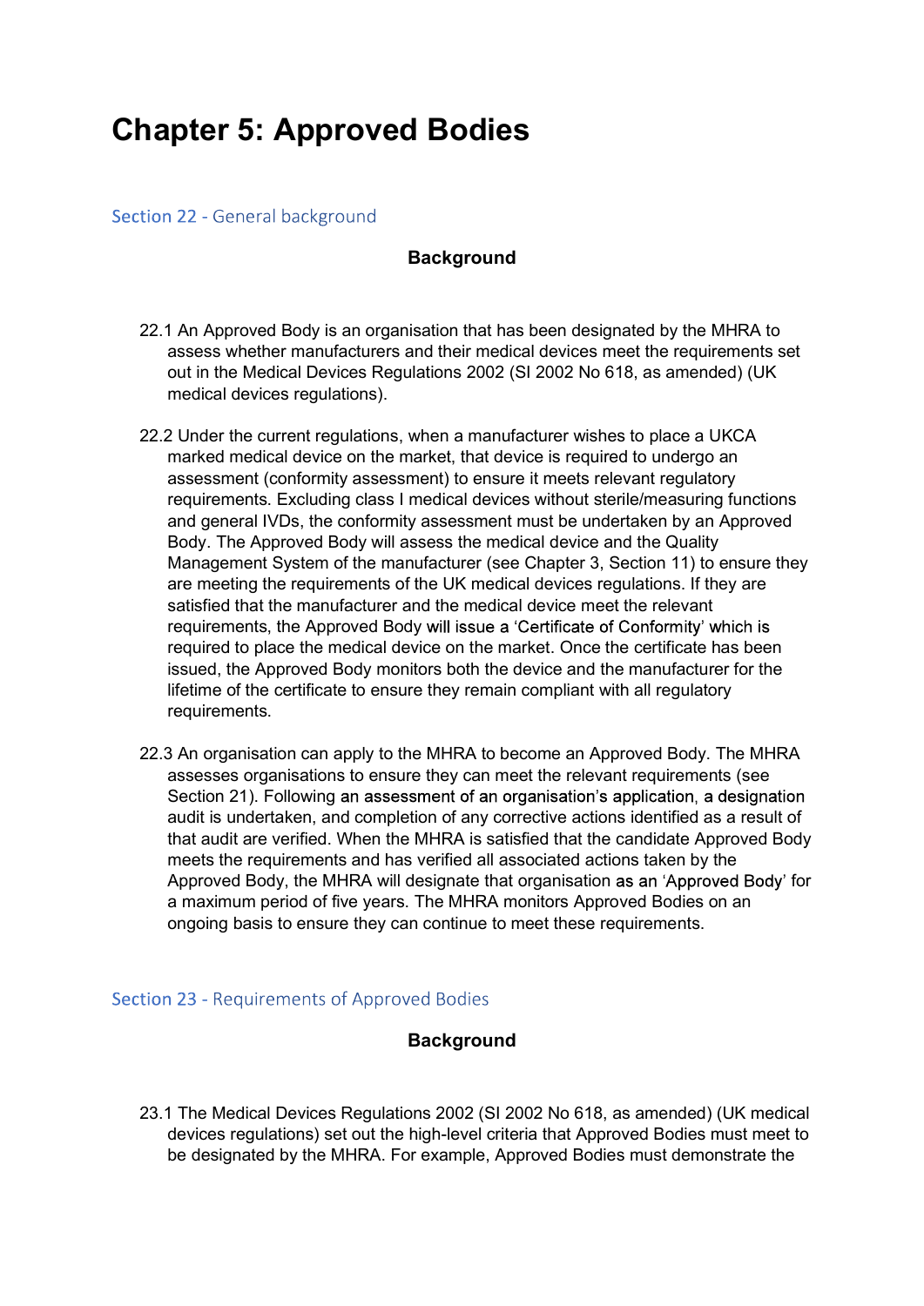# Chapter 5: Approved Bodies

## Section 22 - General background

### Background

22.1 An Approved Body is an organisation that has been designated by the MHRA to assess whether manufacturers and their medical devices meet the requirements set out in the Medical Devices Regulations 2002 (SI 2002 No 618, as amended) (UK medical devices regulations).

22.2 Under the current regulations, when a manufacturer wishes to place a UKCA marked medical device on the market, that device is required to undergo an assessment (conformity assessment) to ensure it meets relevant regulatory requirements. Excluding class I medical devices without sterile/measuring functions and general IVDs, the conformity assessment must be undertaken by an Approved Body. The Approved Body will assess the medical device and the Quality Management System of the manufacturer (see Chapter 3, Section 11) to ensure they are meeting the requirements of the UK medical devices regulations. If they are satisfied that the manufacturer and the medical device meet the relevant requirements, the Approved Body will issue a 'Certificate of Conformity' which is required to place the medical device on the market. Once the certificate has been issued, the Approved Body monitors both the device and the manufacturer for the lifetime of the certificate to ensure they remain compliant with all regulatory requirements.

22.3 An organisation can apply to the MHRA to become an Approved Body. The MHRA assesses organisations to ensure they can meet the relevant requirements (see Section 21). Following an assessment of an organisation's application, a designation audit is undertaken, and completion of any corrective actions identified as a result of that audit are verified. When the MHRA is satisfied that the candidate Approved Body meets the requirements and has verified all associated actions taken by the Approved Body, the MHRA will designate that organisation as an 'Approved Body' for a maximum period of five years. The MHRA monitors Approved Bodies on an ongoing basis to ensure they can continue to meet these requirements.

## Section 23 - Requirements of Approved Bodies

### Background

23.1 The Medical Devices Regulations 2002 (SI 2002 No 618, as amended) (UK medical devices regulations) set out the high-level criteria that Approved Bodies must meet to be designated by the MHRA. For example, Approved Bodies must demonstrate the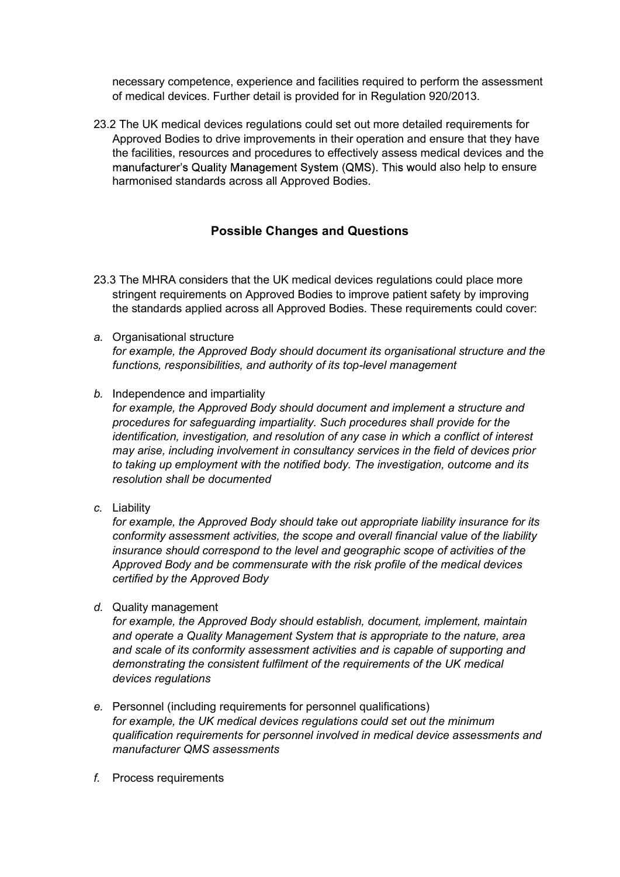necessary competence, experience and facilities required to perform the assessment of medical devices. Further detail is provided for in Regulation 920/2013.

23.2 The UK medical devices regulations could set out more detailed requirements for Approved Bodies to drive improvements in their operation and ensure that they have the facilities, resources and procedures to effectively assess medical devices and the manufacturer's Quality Management System (QMS). This would also help to ensure harmonised standards across all Approved Bodies.

## Possible Changes and Questions

23.3 The MHRA considers that the UK medical devices regulations could place more stringent requirements on Approved Bodies to improve patient safety by improving the standards applied across all Approved Bodies. These requirements could cover:

*a.* Organisational structure
*for example, the Approved Body should document its organisational structure and the functions, responsibilities, and authority of its top-level management*

*b.* Independence and impartiality
*for example, the Approved Body should document and implement a structure and procedures for safeguarding impartiality. Such procedures shall provide for the identification, investigation, and resolution of any case in which a conflict of interest may arise, including involvement in consultancy services in the field of devices prior to taking up employment with the notified body. The investigation, outcome and its resolution shall be documented*

*c.* Liability
*for example, the Approved Body should take out appropriate liability insurance for its conformity assessment activities, the scope and overall financial value of the liability insurance should correspond to the level and geographic scope of activities of the Approved Body and be commensurate with the risk profile of the medical devices certified by the Approved Body*

*d.* Quality management
*for example, the Approved Body should establish, document, implement, maintain and operate a Quality Management System that is appropriate to the nature, area and scale of its conformity assessment activities and is capable of supporting and demonstrating the consistent fulfilment of the requirements of the UK medical devices regulations*

*e.* Personnel (including requirements for personnel qualifications)
*for example, the UK medical devices regulations could set out the minimum qualification requirements for personnel involved in medical device assessments and manufacturer QMS assessments*

*f.* Process requirements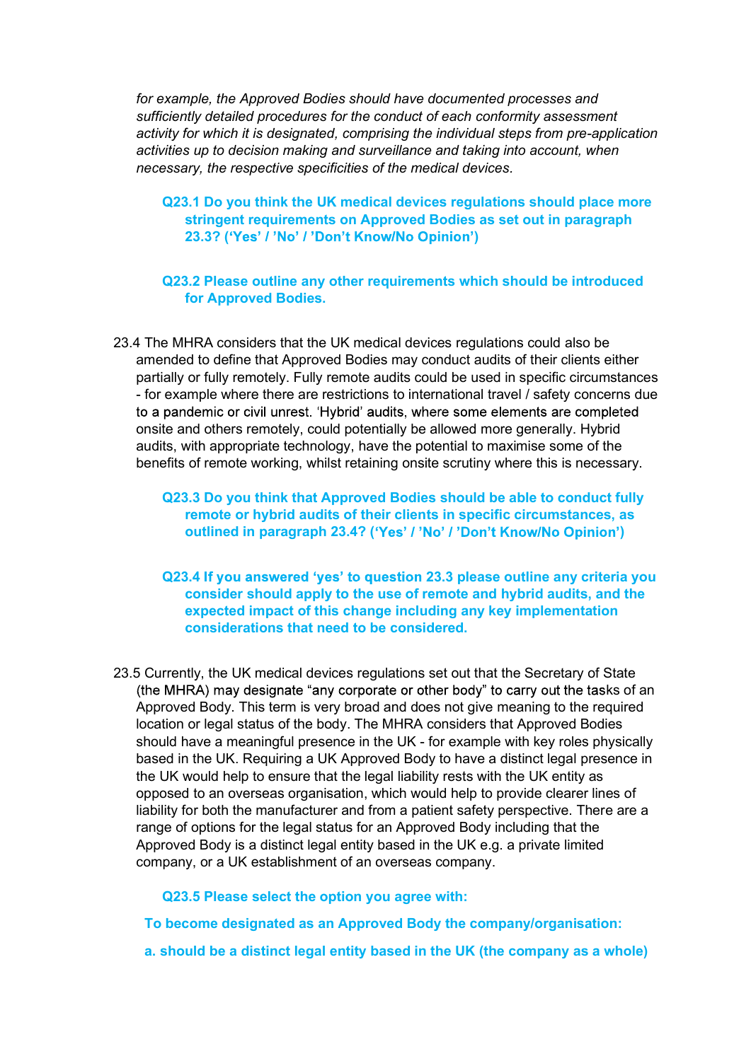*for example, the Approved Bodies should have documented processes and sufficiently detailed procedures for the conduct of each conformity assessment activity for which it is designated, comprising the individual steps from pre-application activities up to decision making and surveillance and taking into account, when necessary, the respective specificities of the medical devices.*

**Q23.1 Do you think the UK medical devices regulations should place more stringent requirements on Approved Bodies as set out in paragraph 23.3? ('Yes' / 'No' / 'Don't Know/No Opinion')**

**Q23.2 Please outline any other requirements which should be introduced for Approved Bodies.**

23.4 The MHRA considers that the UK medical devices regulations could also be amended to define that Approved Bodies may conduct audits of their clients either partially or fully remotely. Fully remote audits could be used in specific circumstances - for example where there are restrictions to international travel / safety concerns due to a pandemic or civil unrest. 'Hybrid' audits, where some elements are completed onsite and others remotely, could potentially be allowed more generally. Hybrid audits, with appropriate technology, have the potential to maximise some of the benefits of remote working, whilst retaining onsite scrutiny where this is necessary.

**Q23.3 Do you think that Approved Bodies should be able to conduct fully remote or hybrid audits of their clients in specific circumstances, as outlined in paragraph 23.4? ('Yes' / 'No' / 'Don't Know/No Opinion')**

**Q23.4 If you answered 'yes' to question 23.3 please outline any criteria you consider should apply to the use of remote and hybrid audits, and the expected impact of this change including any key implementation considerations that need to be considered.**

23.5 Currently, the UK medical devices regulations set out that the Secretary of State (the MHRA) may designate "any corporate or other body" to carry out the tasks of an Approved Body. This term is very broad and does not give meaning to the required location or legal status of the body. The MHRA considers that Approved Bodies should have a meaningful presence in the UK - for example with key roles physically based in the UK. Requiring a UK Approved Body to have a distinct legal presence in the UK would help to ensure that the legal liability rests with the UK entity as opposed to an overseas organisation, which would help to provide clearer lines of liability for both the manufacturer and from a patient safety perspective. There are a range of options for the legal status for an Approved Body including that the Approved Body is a distinct legal entity based in the UK e.g. a private limited company, or a UK establishment of an overseas company.

**Q23.5 Please select the option you agree with:**

**To become designated as an Approved Body the company/organisation:**

**a. should be a distinct legal entity based in the UK (the company as a whole)**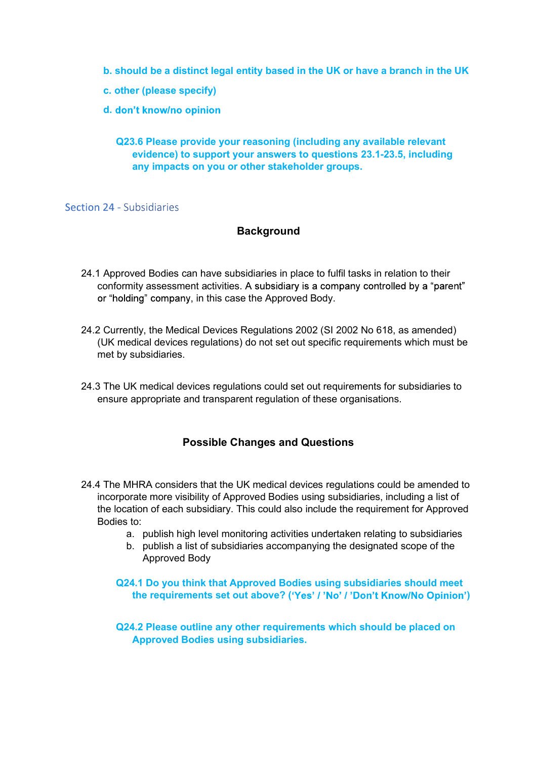**b. should be a distinct legal entity based in the UK or have a branch in the UK**

**c. other (please specify)**

**d. don't know/no opinion**

**Q23.6 Please provide your reasoning (including any available relevant evidence) to support your answers to questions 23.1-23.5, including any impacts on you or other stakeholder groups.**

## Section 24 - Subsidiaries

### Background

24.1 Approved Bodies can have subsidiaries in place to fulfil tasks in relation to their conformity assessment activities. A subsidiary is a company controlled by a "parent" or "holding" company, in this case the Approved Body.

24.2 Currently, the Medical Devices Regulations 2002 (SI 2002 No 618, as amended) (UK medical devices regulations) do not set out specific requirements which must be met by subsidiaries.

24.3 The UK medical devices regulations could set out requirements for subsidiaries to ensure appropriate and transparent regulation of these organisations.

### Possible Changes and Questions

24.4 The MHRA considers that the UK medical devices regulations could be amended to incorporate more visibility of Approved Bodies using subsidiaries, including a list of the location of each subsidiary. This could also include the requirement for Approved Bodies to:

a. publish high level monitoring activities undertaken relating to subsidiaries
b. publish a list of subsidiaries accompanying the designated scope of the Approved Body

**Q24.1 Do you think that Approved Bodies using subsidiaries should meet the requirements set out above? ('Yes' / 'No' / 'Don't Know/No Opinion')**

**Q24.2 Please outline any other requirements which should be placed on Approved Bodies using subsidiaries.**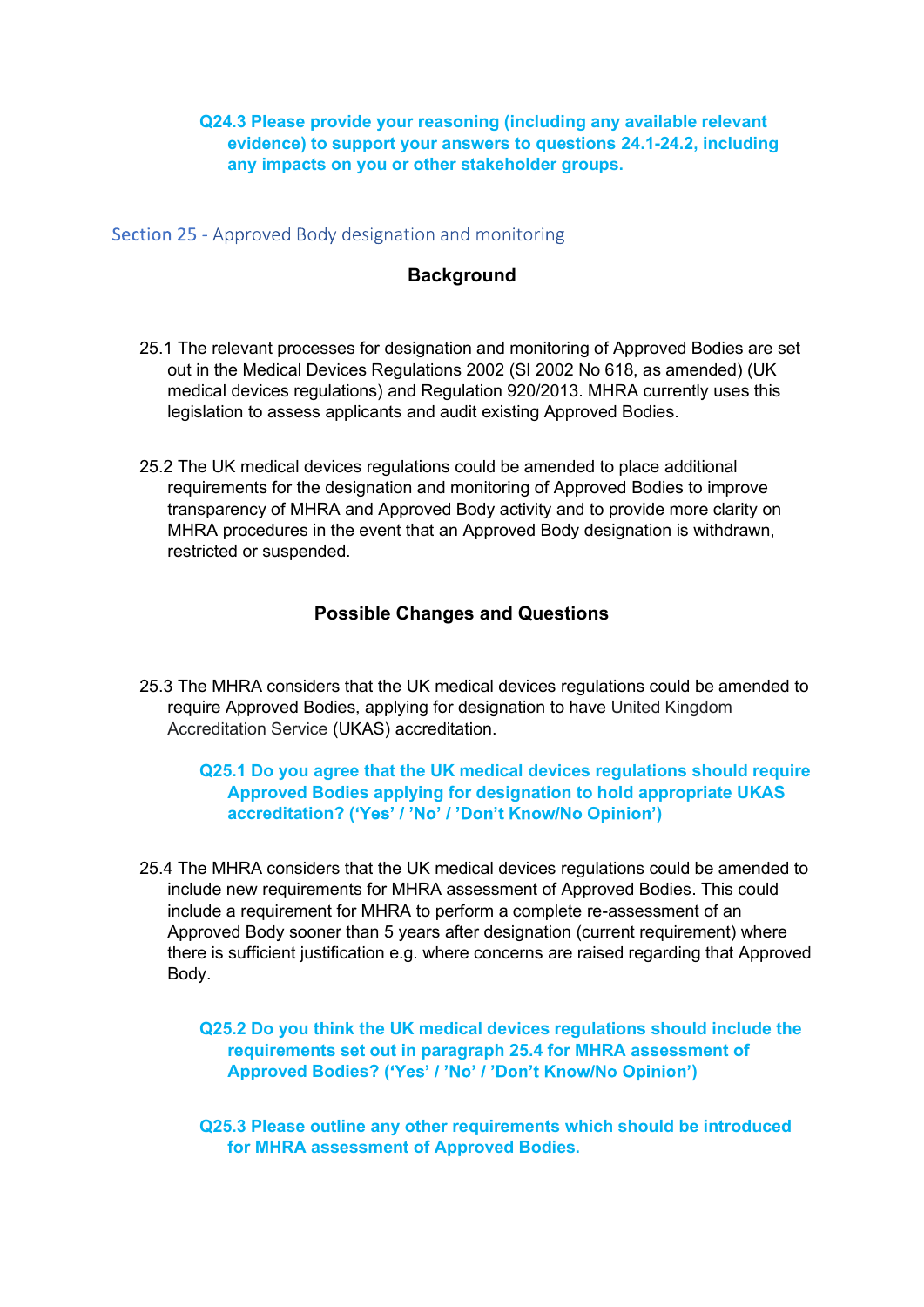**Q24.3 Please provide your reasoning (including any available relevant evidence) to support your answers to questions 24.1-24.2, including any impacts on you or other stakeholder groups.**

## Section 25 - Approved Body designation and monitoring

### Background

25.1 The relevant processes for designation and monitoring of Approved Bodies are set out in the Medical Devices Regulations 2002 (SI 2002 No 618, as amended) (UK medical devices regulations) and Regulation 920/2013. MHRA currently uses this legislation to assess applicants and audit existing Approved Bodies.

25.2 The UK medical devices regulations could be amended to place additional requirements for the designation and monitoring of Approved Bodies to improve transparency of MHRA and Approved Body activity and to provide more clarity on MHRA procedures in the event that an Approved Body designation is withdrawn, restricted or suspended.

### Possible Changes and Questions

25.3 The MHRA considers that the UK medical devices regulations could be amended to require Approved Bodies, applying for designation to have United Kingdom Accreditation Service (UKAS) accreditation.

**Q25.1 Do you agree that the UK medical devices regulations should require Approved Bodies applying for designation to hold appropriate UKAS accreditation? ('Yes' / 'No' / 'Don't Know/No Opinion')**

25.4 The MHRA considers that the UK medical devices regulations could be amended to include new requirements for MHRA assessment of Approved Bodies. This could include a requirement for MHRA to perform a complete re-assessment of an Approved Body sooner than 5 years after designation (current requirement) where there is sufficient justification e.g. where concerns are raised regarding that Approved Body.

**Q25.2 Do you think the UK medical devices regulations should include the requirements set out in paragraph 25.4 for MHRA assessment of Approved Bodies? ('Yes' / 'No' / 'Don't Know/No Opinion')**

**Q25.3 Please outline any other requirements which should be introduced for MHRA assessment of Approved Bodies.**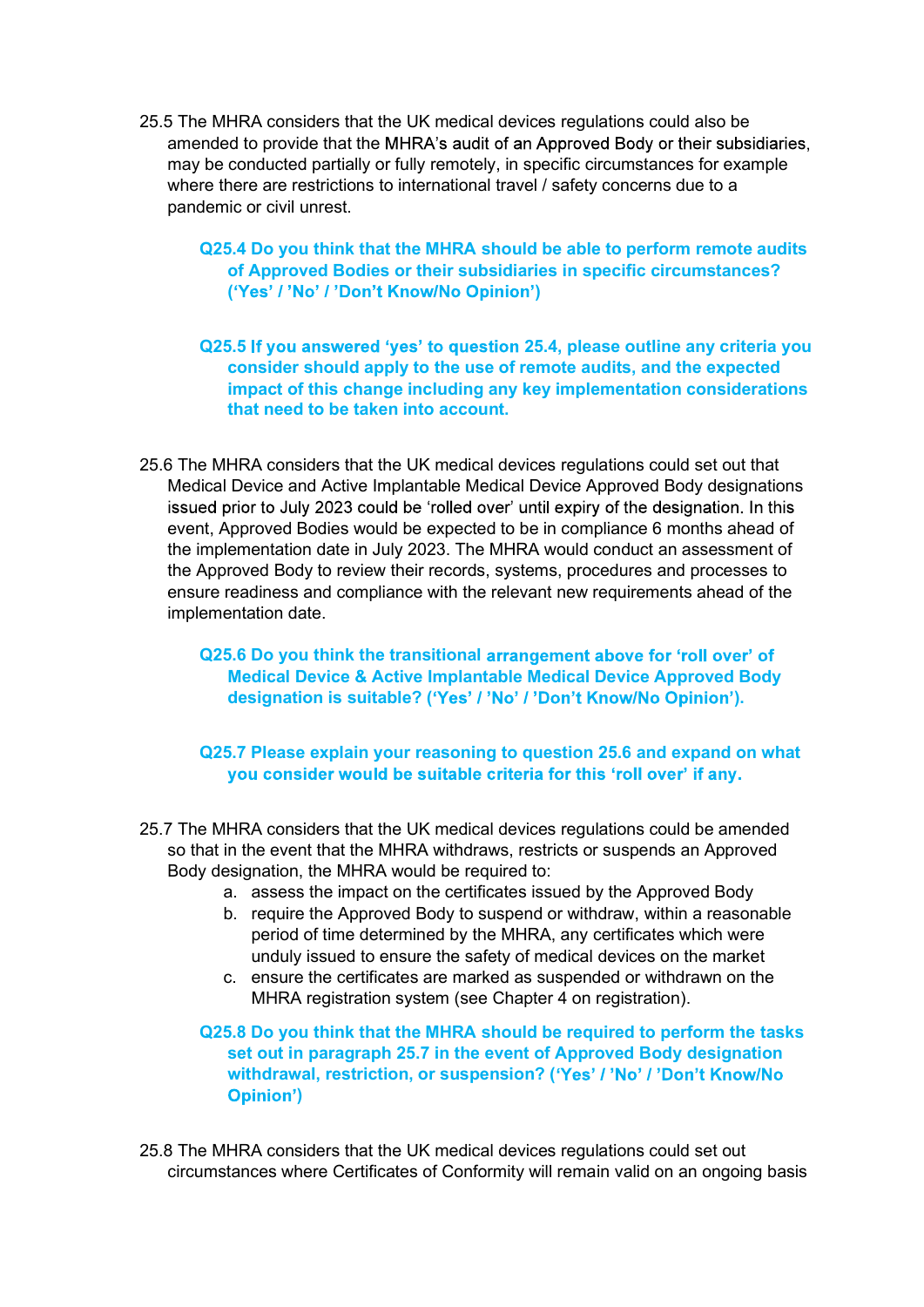25.5 The MHRA considers that the UK medical devices regulations could also be amended to provide that the MHRA's audit of an Approved Body or their subsidiaries, may be conducted partially or fully remotely, in specific circumstances for example where there are restrictions to international travel / safety concerns due to a pandemic or civil unrest.

**Q25.4 Do you think that the MHRA should be able to perform remote audits of Approved Bodies or their subsidiaries in specific circumstances? ('Yes' / 'No' / 'Don't Know/No Opinion')**

**Q25.5 If you answered 'yes' to question 25.4, please outline any criteria you consider should apply to the use of remote audits, and the expected impact of this change including any key implementation considerations that need to be taken into account.**

25.6 The MHRA considers that the UK medical devices regulations could set out that Medical Device and Active Implantable Medical Device Approved Body designations issued prior to July 2023 could be 'rolled over' until expiry of the designation. In this event, Approved Bodies would be expected to be in compliance 6 months ahead of the implementation date in July 2023. The MHRA would conduct an assessment of the Approved Body to review their records, systems, procedures and processes to ensure readiness and compliance with the relevant new requirements ahead of the implementation date.

**Q25.6 Do you think the transitional arrangement above for 'roll over' of Medical Device & Active Implantable Medical Device Approved Body designation is suitable? ('Yes' / 'No' / 'Don't Know/No Opinion').**

**Q25.7 Please explain your reasoning to question 25.6 and expand on what you consider would be suitable criteria for this 'roll over' if any.**

25.7 The MHRA considers that the UK medical devices regulations could be amended so that in the event that the MHRA withdraws, restricts or suspends an Approved Body designation, the MHRA would be required to:

a. assess the impact on the certificates issued by the Approved Body
b. require the Approved Body to suspend or withdraw, within a reasonable period of time determined by the MHRA, any certificates which were unduly issued to ensure the safety of medical devices on the market
c. ensure the certificates are marked as suspended or withdrawn on the MHRA registration system (see Chapter 4 on registration).

**Q25.8 Do you think that the MHRA should be required to perform the tasks set out in paragraph 25.7 in the event of Approved Body designation withdrawal, restriction, or suspension? ('Yes' / 'No' / 'Don't Know/No Opinion')**

25.8 The MHRA considers that the UK medical devices regulations could set out circumstances where Certificates of Conformity will remain valid on an ongoing basis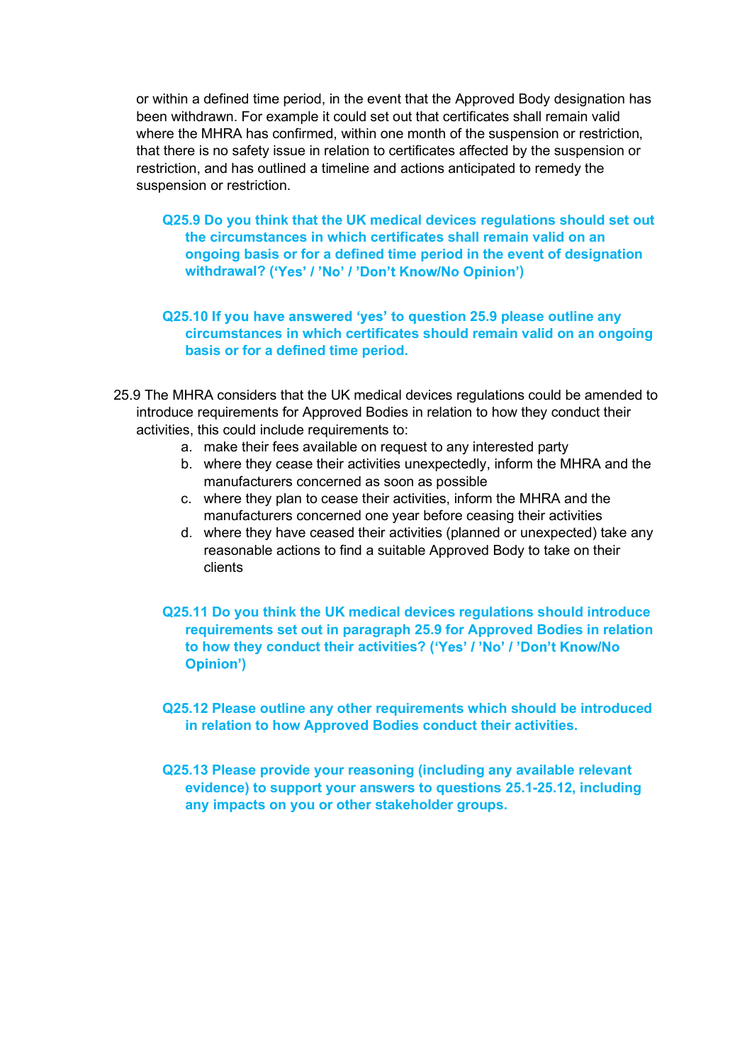or within a defined time period, in the event that the Approved Body designation has been withdrawn. For example it could set out that certificates shall remain valid where the MHRA has confirmed, within one month of the suspension or restriction, that there is no safety issue in relation to certificates affected by the suspension or restriction, and has outlined a timeline and actions anticipated to remedy the suspension or restriction.

**Q25.9 Do you think that the UK medical devices regulations should set out the circumstances in which certificates shall remain valid on an ongoing basis or for a defined time period in the event of designation withdrawal? ('Yes' / 'No' / 'Don't Know/No Opinion')**

**Q25.10 If you have answered 'yes' to question 25.9 please outline any circumstances in which certificates should remain valid on an ongoing basis or for a defined time period.**

25.9 The MHRA considers that the UK medical devices regulations could be amended to introduce requirements for Approved Bodies in relation to how they conduct their activities, this could include requirements to:

a. make their fees available on request to any interested party
b. where they cease their activities unexpectedly, inform the MHRA and the manufacturers concerned as soon as possible
c. where they plan to cease their activities, inform the MHRA and the manufacturers concerned one year before ceasing their activities
d. where they have ceased their activities (planned or unexpected) take any reasonable actions to find a suitable Approved Body to take on their clients

**Q25.11 Do you think the UK medical devices regulations should introduce requirements set out in paragraph 25.9 for Approved Bodies in relation to how they conduct their activities? ('Yes' / 'No' / 'Don't Know/No Opinion')**

**Q25.12 Please outline any other requirements which should be introduced in relation to how Approved Bodies conduct their activities.**

**Q25.13 Please provide your reasoning (including any available relevant evidence) to support your answers to questions 25.1-25.12, including any impacts on you or other stakeholder groups.**